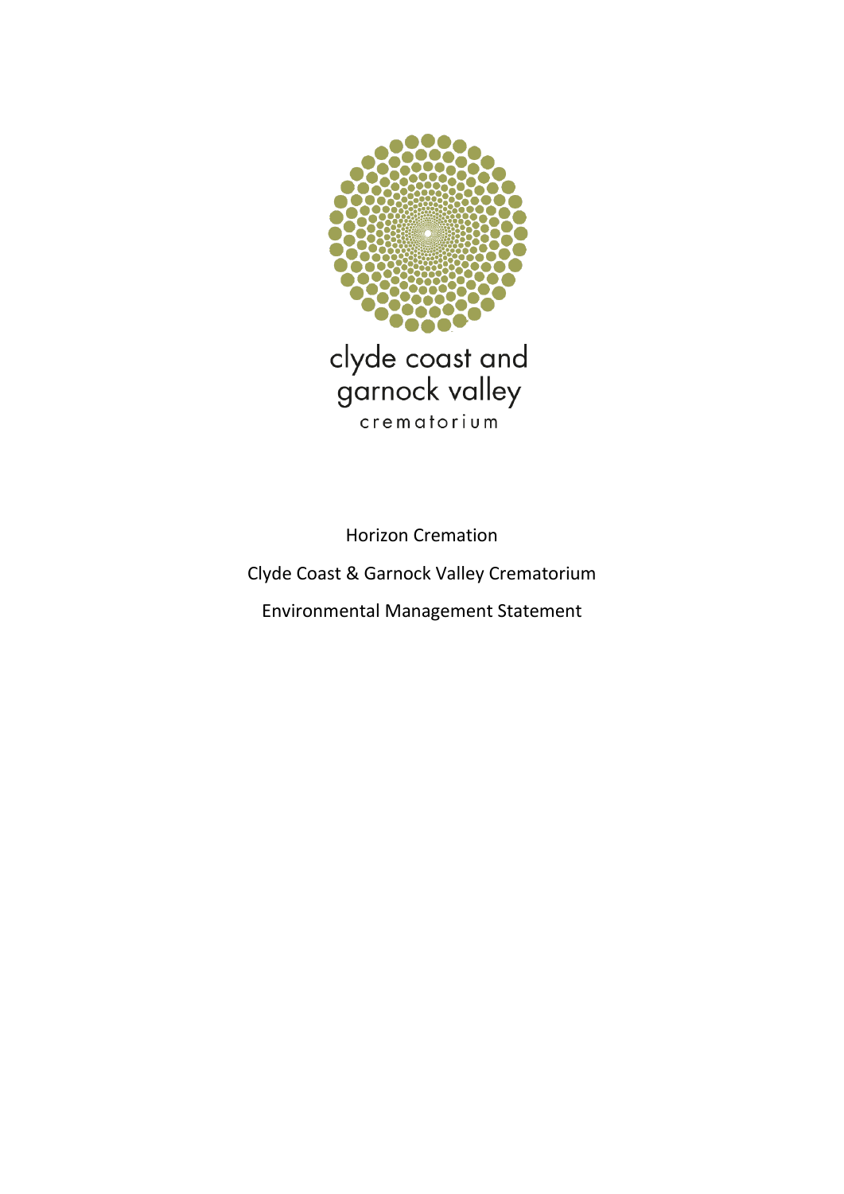clyde coast and garnock valley

crematorium

Horizon Cremation

Clyde Coast & Garnock Valley Crematorium

Environmental Management Statement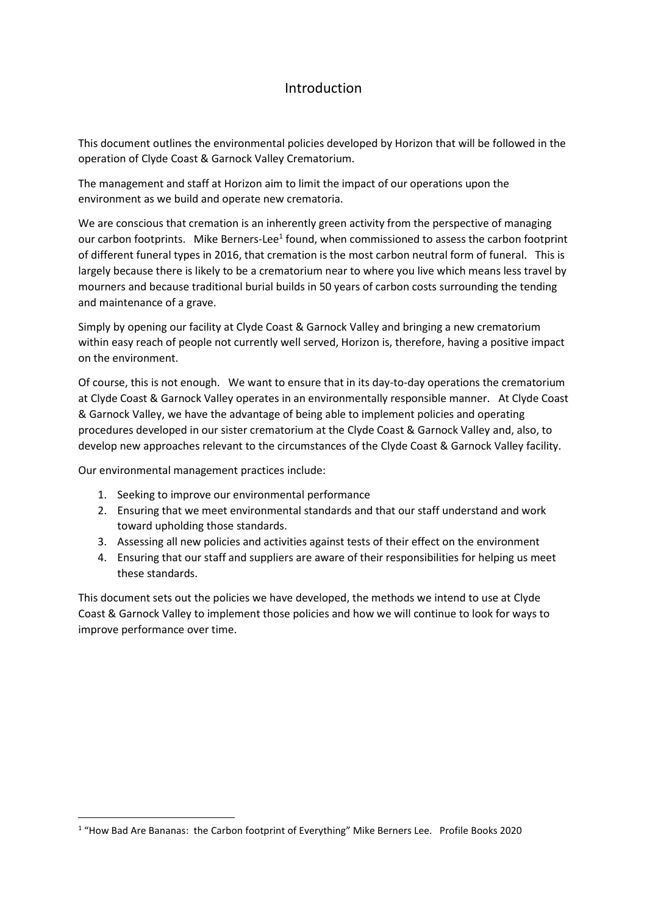# Introduction

This document outlines the environmental policies developed by Horizon that will be followed in the operation of Clyde Coast & Garnock Valley Crematorium.

The management and staff at Horizon aim to limit the impact of our operations upon the environment as we build and operate new crematoria.

We are conscious that cremation is an inherently green activity from the perspective of managing our carbon footprints. Mike Berners-Lee[1] found, when commissioned to assess the carbon footprint of different funeral types in 2016, that cremation is the most carbon neutral form of funeral. This is largely because there is likely to be a crematorium near to where you live which means less travel by mourners and because traditional burial builds in 50 years of carbon costs surrounding the tending and maintenance of a grave.

Simply by opening our facility at Clyde Coast & Garnock Valley and bringing a new crematorium within easy reach of people not currently well served, Horizon is, therefore, having a positive impact on the environment.

Of course, this is not enough. We want to ensure that in its day-to-day operations the crematorium at Clyde Coast & Garnock Valley operates in an environmentally responsible manner. At Clyde Coast & Garnock Valley, we have the advantage of being able to implement policies and operating procedures developed in our sister crematorium at the Clyde Coast & Garnock Valley and, also, to develop new approaches relevant to the circumstances of the Clyde Coast & Garnock Valley facility.

Our environmental management practices include:

1. Seeking to improve our environmental performance
2. Ensuring that we meet environmental standards and that our staff understand and work toward upholding those standards.
3. Assessing all new policies and activities against tests of their effect on the environment
4. Ensuring that our staff and suppliers are aware of their responsibilities for helping us meet these standards.

This document sets out the policies we have developed, the methods we intend to use at Clyde Coast & Garnock Valley to implement those policies and how we will continue to look for ways to improve performance over time.

---

[1] "How Bad Are Bananas: the Carbon footprint of Everything" Mike Berners Lee. Profile Books 2020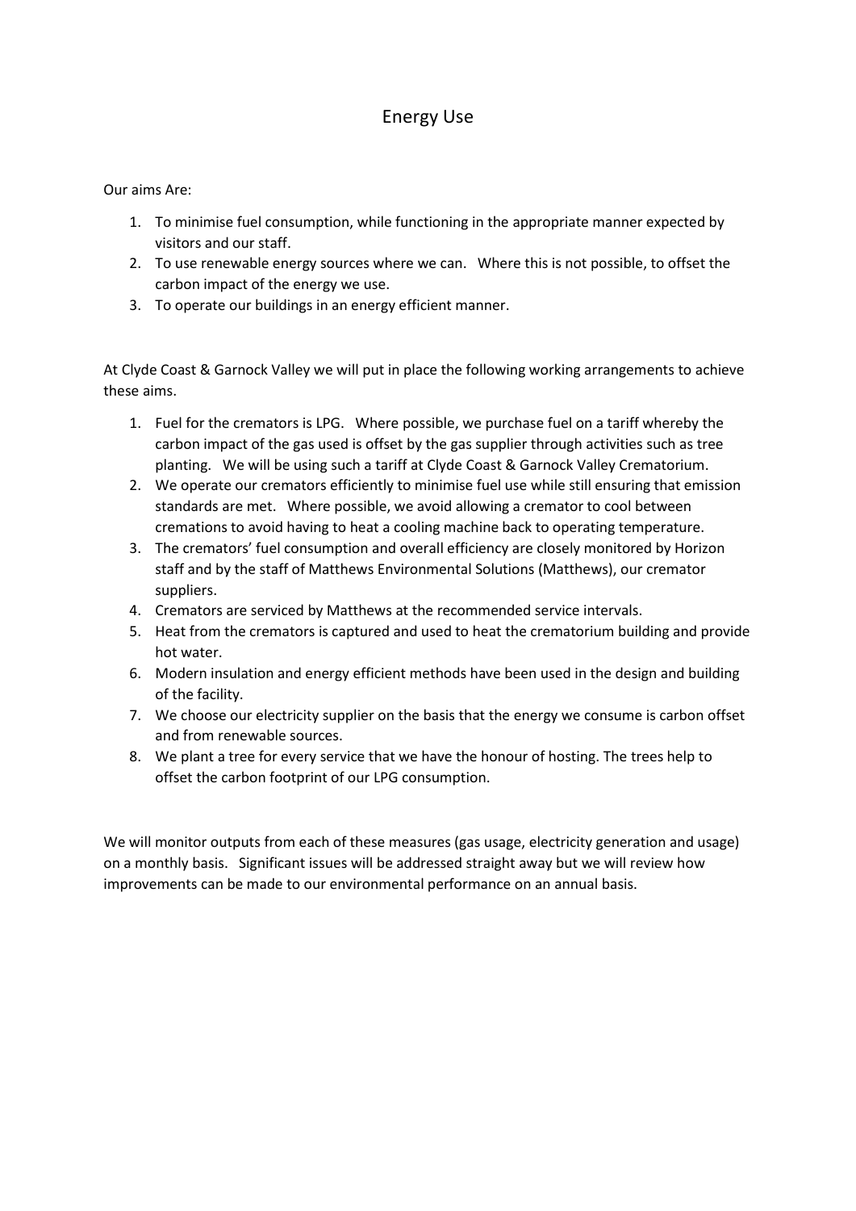# Energy Use

Our aims Are:

1. To minimise fuel consumption, while functioning in the appropriate manner expected by visitors and our staff.
2. To use renewable energy sources where we can. Where this is not possible, to offset the carbon impact of the energy we use.
3. To operate our buildings in an energy efficient manner.

At Clyde Coast & Garnock Valley we will put in place the following working arrangements to achieve these aims.

1. Fuel for the cremators is LPG. Where possible, we purchase fuel on a tariff whereby the carbon impact of the gas used is offset by the gas supplier through activities such as tree planting. We will be using such a tariff at Clyde Coast & Garnock Valley Crematorium.
2. We operate our cremators efficiently to minimise fuel use while still ensuring that emission standards are met. Where possible, we avoid allowing a cremator to cool between cremations to avoid having to heat a cooling machine back to operating temperature.
3. The cremators' fuel consumption and overall efficiency are closely monitored by Horizon staff and by the staff of Matthews Environmental Solutions (Matthews), our cremator suppliers.
4. Cremators are serviced by Matthews at the recommended service intervals.
5. Heat from the cremators is captured and used to heat the crematorium building and provide hot water.
6. Modern insulation and energy efficient methods have been used in the design and building of the facility.
7. We choose our electricity supplier on the basis that the energy we consume is carbon offset and from renewable sources.
8. We plant a tree for every service that we have the honour of hosting. The trees help to offset the carbon footprint of our LPG consumption.

We will monitor outputs from each of these measures (gas usage, electricity generation and usage) on a monthly basis. Significant issues will be addressed straight away but we will review how improvements can be made to our environmental performance on an annual basis.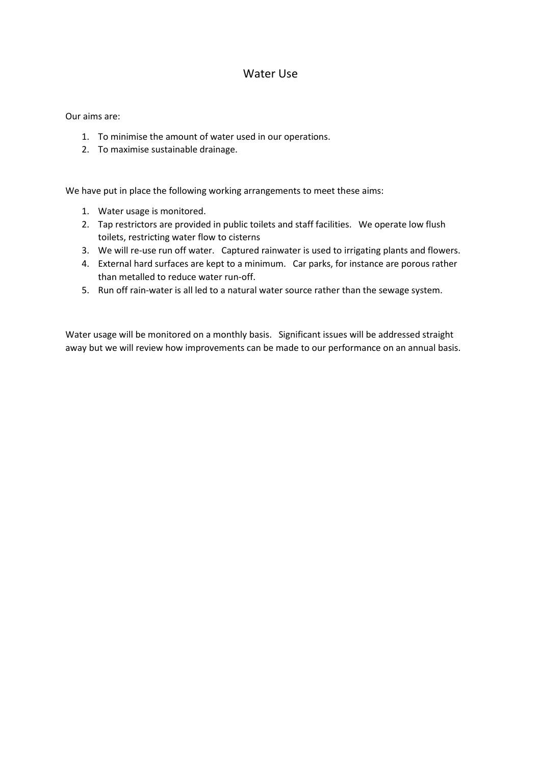# Water Use

Our aims are:

1. To minimise the amount of water used in our operations.
2. To maximise sustainable drainage.

We have put in place the following working arrangements to meet these aims:

1. Water usage is monitored.
2. Tap restrictors are provided in public toilets and staff facilities. We operate low flush toilets, restricting water flow to cisterns
3. We will re-use run off water. Captured rainwater is used to irrigating plants and flowers.
4. External hard surfaces are kept to a minimum. Car parks, for instance are porous rather than metalled to reduce water run-off.
5. Run off rain-water is all led to a natural water source rather than the sewage system.

Water usage will be monitored on a monthly basis. Significant issues will be addressed straight away but we will review how improvements can be made to our performance on an annual basis.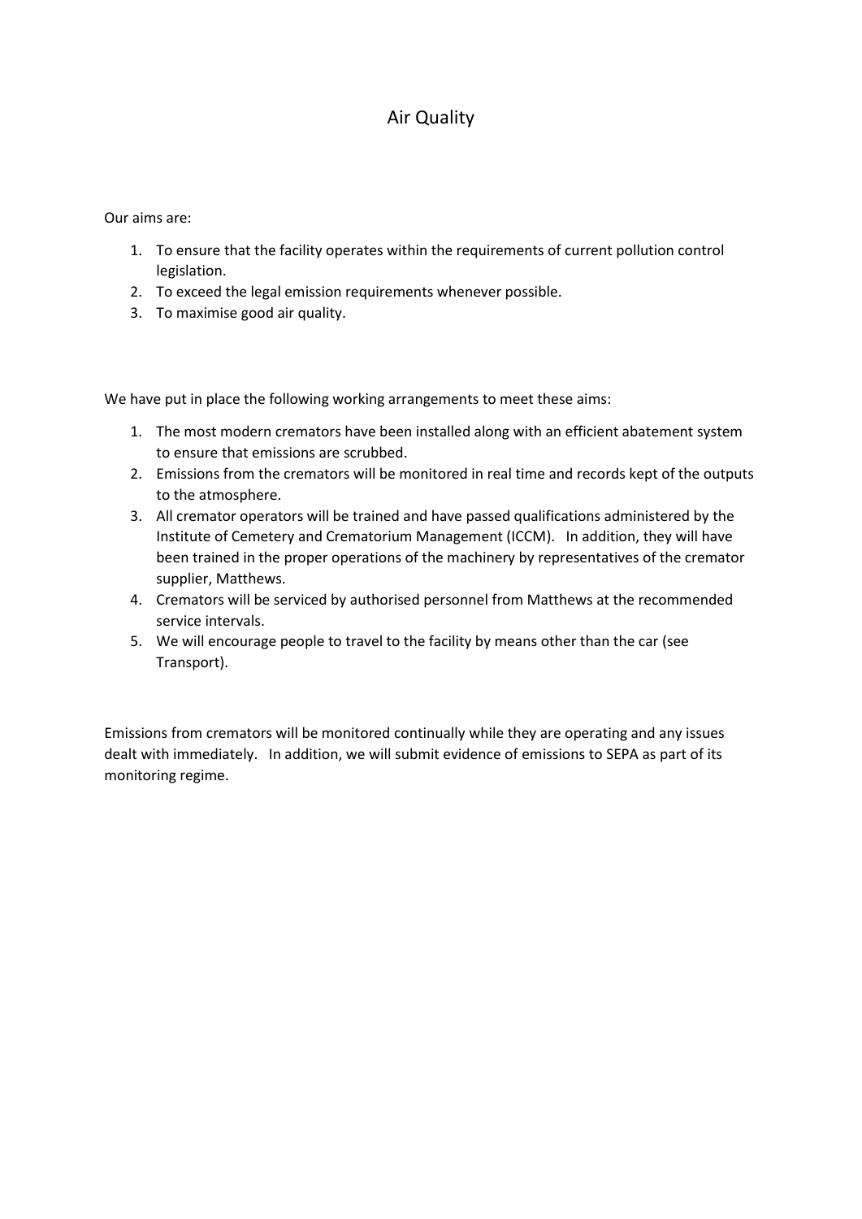# Air Quality

Our aims are:

1. To ensure that the facility operates within the requirements of current pollution control legislation.
2. To exceed the legal emission requirements whenever possible.
3. To maximise good air quality.

We have put in place the following working arrangements to meet these aims:

1. The most modern cremators have been installed along with an efficient abatement system to ensure that emissions are scrubbed.
2. Emissions from the cremators will be monitored in real time and records kept of the outputs to the atmosphere.
3. All cremator operators will be trained and have passed qualifications administered by the Institute of Cemetery and Crematorium Management (ICCM). In addition, they will have been trained in the proper operations of the machinery by representatives of the cremator supplier, Matthews.
4. Cremators will be serviced by authorised personnel from Matthews at the recommended service intervals.
5. We will encourage people to travel to the facility by means other than the car (see Transport).

Emissions from cremators will be monitored continually while they are operating and any issues dealt with immediately. In addition, we will submit evidence of emissions to SEPA as part of its monitoring regime.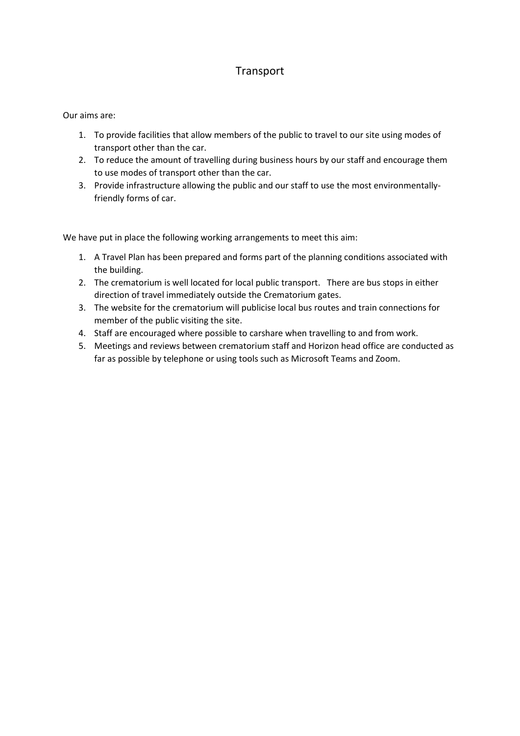# Transport

Our aims are:

1. To provide facilities that allow members of the public to travel to our site using modes of transport other than the car.
2. To reduce the amount of travelling during business hours by our staff and encourage them to use modes of transport other than the car.
3. Provide infrastructure allowing the public and our staff to use the most environmentally-friendly forms of car.

We have put in place the following working arrangements to meet this aim:

1. A Travel Plan has been prepared and forms part of the planning conditions associated with the building.
2. The crematorium is well located for local public transport. There are bus stops in either direction of travel immediately outside the Crematorium gates.
3. The website for the crematorium will publicise local bus routes and train connections for member of the public visiting the site.
4. Staff are encouraged where possible to carshare when travelling to and from work.
5. Meetings and reviews between crematorium staff and Horizon head office are conducted as far as possible by telephone or using tools such as Microsoft Teams and Zoom.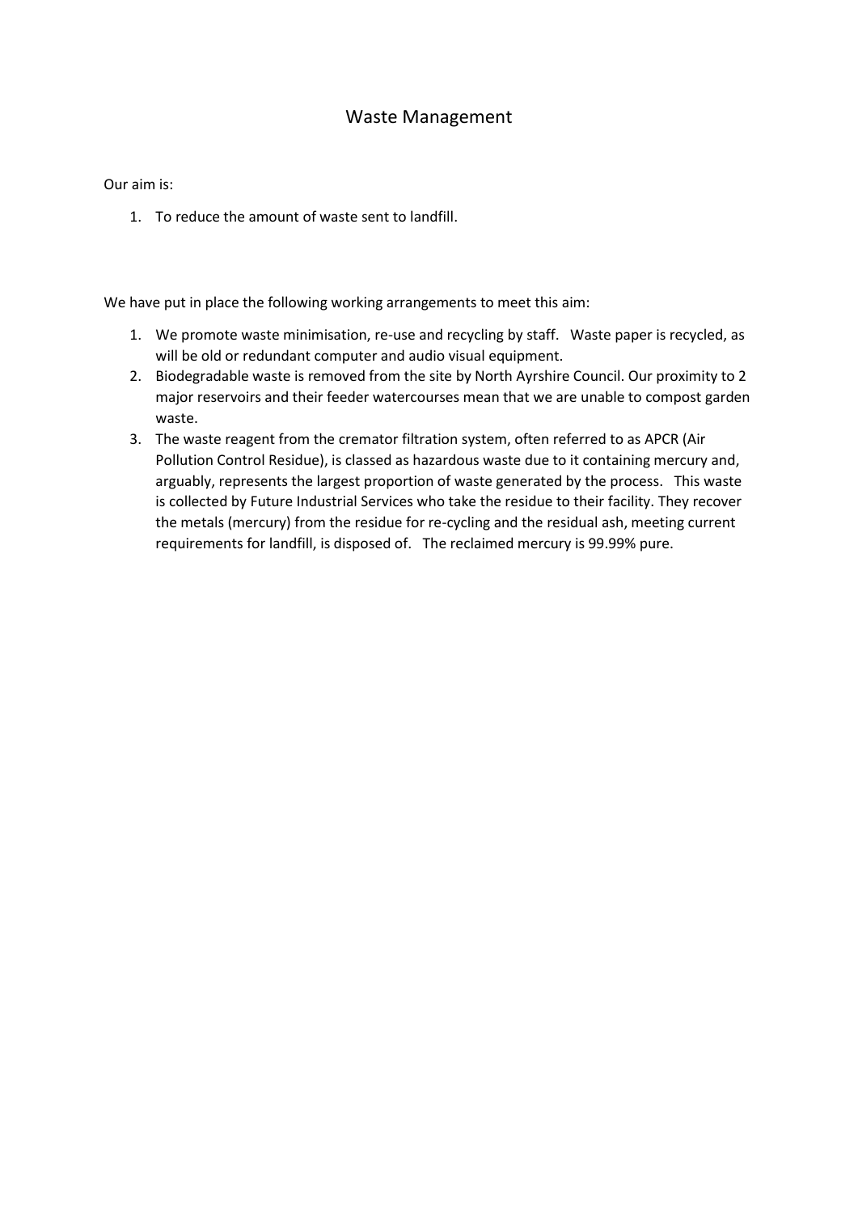# Waste Management

Our aim is:

1. To reduce the amount of waste sent to landfill.

We have put in place the following working arrangements to meet this aim:

1. We promote waste minimisation, re-use and recycling by staff. Waste paper is recycled, as will be old or redundant computer and audio visual equipment.
2. Biodegradable waste is removed from the site by North Ayrshire Council. Our proximity to 2 major reservoirs and their feeder watercourses mean that we are unable to compost garden waste.
3. The waste reagent from the cremator filtration system, often referred to as APCR (Air Pollution Control Residue), is classed as hazardous waste due to it containing mercury and, arguably, represents the largest proportion of waste generated by the process. This waste is collected by Future Industrial Services who take the residue to their facility. They recover the metals (mercury) from the residue for re-cycling and the residual ash, meeting current requirements for landfill, is disposed of. The reclaimed mercury is 99.99% pure.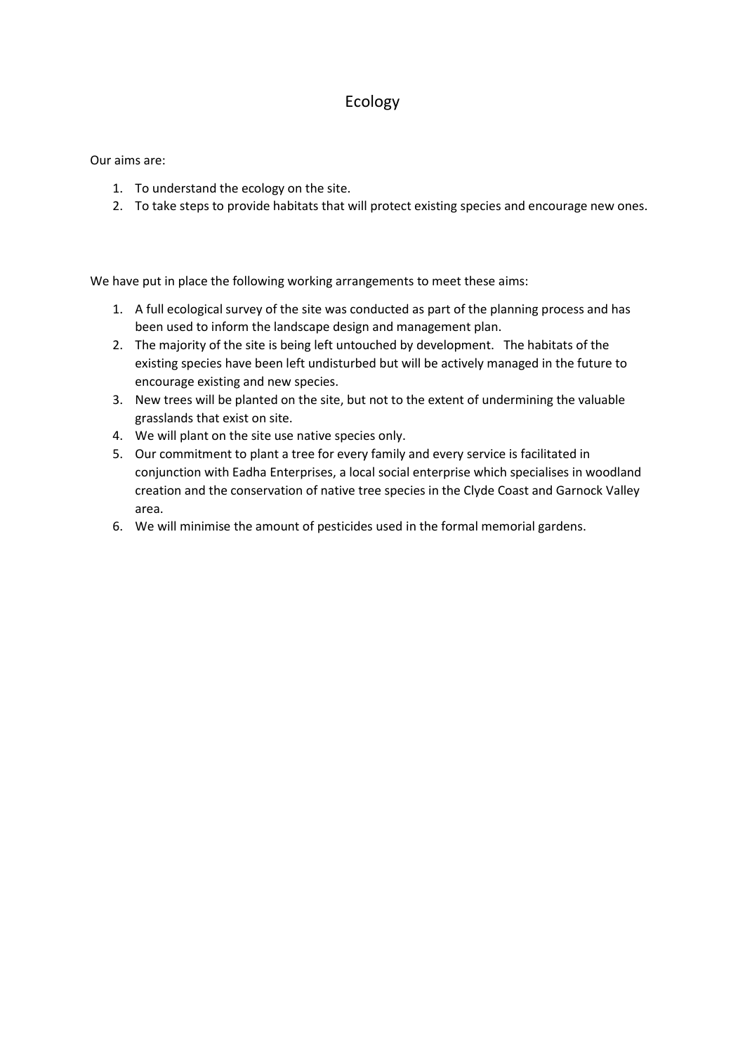# Ecology

Our aims are:

1. To understand the ecology on the site.
2. To take steps to provide habitats that will protect existing species and encourage new ones.

We have put in place the following working arrangements to meet these aims:

1. A full ecological survey of the site was conducted as part of the planning process and has been used to inform the landscape design and management plan.
2. The majority of the site is being left untouched by development. The habitats of the existing species have been left undisturbed but will be actively managed in the future to encourage existing and new species.
3. New trees will be planted on the site, but not to the extent of undermining the valuable grasslands that exist on site.
4. We will plant on the site use native species only.
5. Our commitment to plant a tree for every family and every service is facilitated in conjunction with Eadha Enterprises, a local social enterprise which specialises in woodland creation and the conservation of native tree species in the Clyde Coast and Garnock Valley area.
6. We will minimise the amount of pesticides used in the formal memorial gardens.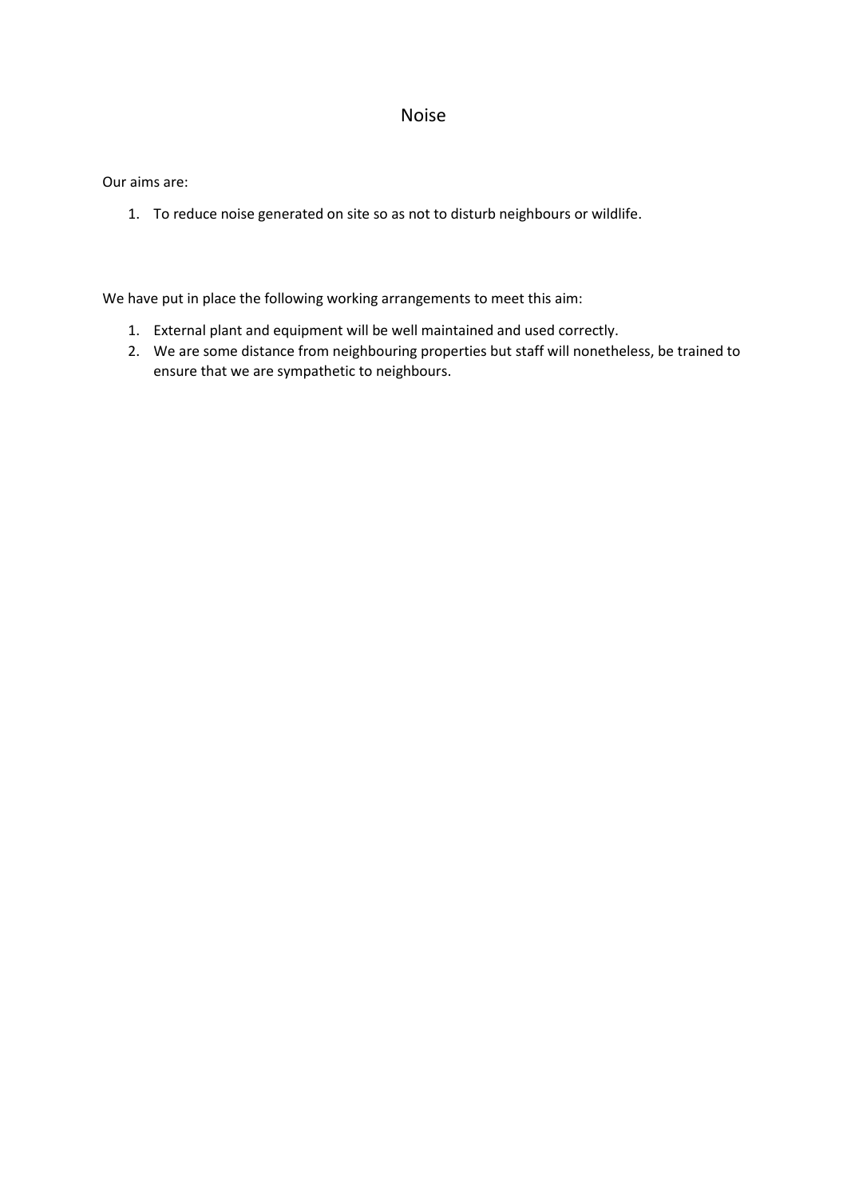# Noise

Our aims are:

1. To reduce noise generated on site so as not to disturb neighbours or wildlife.

We have put in place the following working arrangements to meet this aim:

1. External plant and equipment will be well maintained and used correctly.
2. We are some distance from neighbouring properties but staff will nonetheless, be trained to ensure that we are sympathetic to neighbours.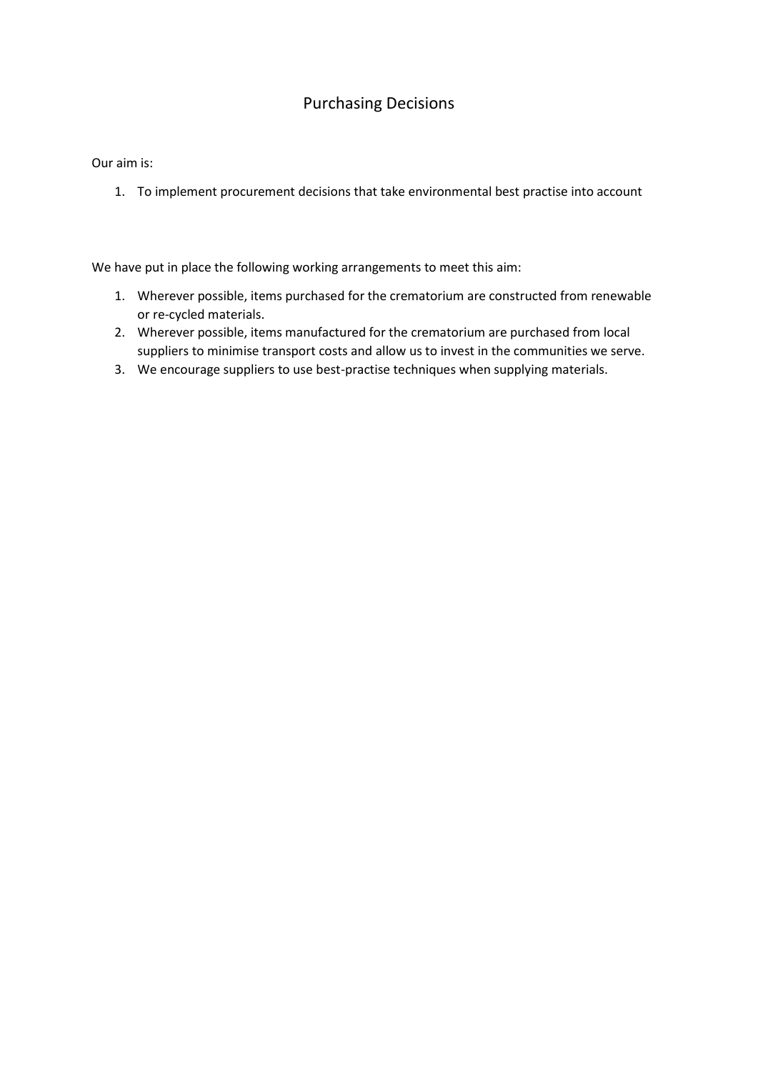# Purchasing Decisions

Our aim is:

1. To implement procurement decisions that take environmental best practise into account

We have put in place the following working arrangements to meet this aim:

1. Wherever possible, items purchased for the crematorium are constructed from renewable or re-cycled materials.
2. Wherever possible, items manufactured for the crematorium are purchased from local suppliers to minimise transport costs and allow us to invest in the communities we serve.
3. We encourage suppliers to use best-practise techniques when supplying materials.